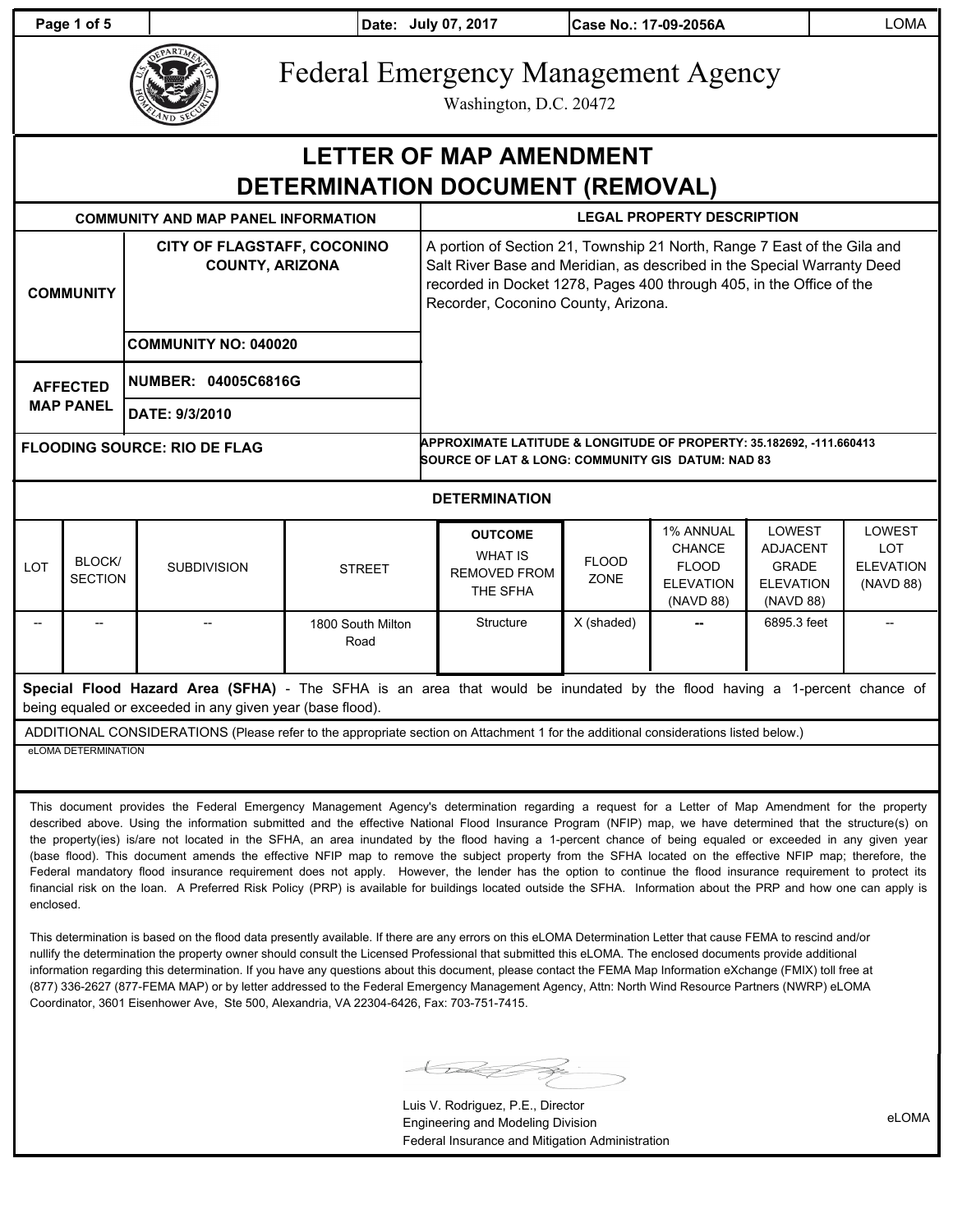Date: July 07, 2017 | Case No.: 17-09-2056A | LOMA

# Federal Emergency Management Agency

Washington, D.C. 20472

# LETTER OF MAP AMENDMENT DETERMINATION DOCUMENT (REMOVAL)

| COMMUNITY AND MAP PANEL INFORMATION | | LEGAL PROPERTY DESCRIPTION |
|---|---|---|
| COMMUNITY | CITY OF FLAGSTAFF, COCONINO COUNTY, ARIZONA | A portion of Section 21, Township 21 North, Range 7 East of the Gila and Salt River Base and Meridian, as described in the Special Warranty Deed recorded in Docket 1278, Pages 400 through 405, in the Office of the Recorder, Coconino County, Arizona. |
| | COMMUNITY NO: 040020 | |
| AFFECTED MAP PANEL | NUMBER: 04005C6816G | |
| | DATE: 9/3/2010 | |
| FLOODING SOURCE: RIO DE FLAG | | APPROXIMATE LATITUDE & LONGITUDE OF PROPERTY: 35.182692, -111.660413<br>SOURCE OF LAT & LONG: COMMUNITY GIS DATUM: NAD 83 |

## DETERMINATION

| LOT | BLOCK/ SECTION | SUBDIVISION | STREET | OUTCOME WHAT IS REMOVED FROM THE SFHA | FLOOD ZONE | 1% ANNUAL CHANCE FLOOD ELEVATION (NAVD 88) | LOWEST ADJACENT GRADE ELEVATION (NAVD 88) | LOWEST LOT ELEVATION (NAVD 88) |
|---|---|---|---|---|---|---|---|---|
| -- | -- | -- | 1800 South Milton Road | Structure | X (shaded) | -- | 6895.3 feet | -- |

**Special Flood Hazard Area (SFHA)** - The SFHA is an area that would be inundated by the flood having a 1-percent chance of being equaled or exceeded in any given year (base flood).

ADDITIONAL CONSIDERATIONS (Please refer to the appropriate section on Attachment 1 for the additional considerations listed below.)

eLOMA DETERMINATION

This document provides the Federal Emergency Management Agency's determination regarding a request for a Letter of Map Amendment for the property described above. Using the information submitted and the effective National Flood Insurance Program (NFIP) map, we have determined that the structure(s) on the property(ies) is/are not located in the SFHA, an area inundated by the flood having a 1-percent chance of being equaled or exceeded in any given year (base flood). This document amends the effective NFIP map to remove the subject property from the SFHA located on the effective NFIP map; therefore, the Federal mandatory flood insurance requirement does not apply. However, the lender has the option to continue the flood insurance requirement to protect its financial risk on the loan. A Preferred Risk Policy (PRP) is available for buildings located outside the SFHA. Information about the PRP and how one can apply is enclosed.

This determination is based on the flood data presently available. If there are any errors on this eLOMA Determination Letter that cause FEMA to rescind and/or nullify the determination the property owner should consult the Licensed Professional that submitted this eLOMA. The enclosed documents provide additional information regarding this determination. If you have any questions about this document, please contact the FEMA Map Information eXchange (FMIX) toll free at (877) 336-2627 (877-FEMA MAP) or by letter addressed to the Federal Emergency Management Agency, Attn: North Wind Resource Partners (NWRP) eLOMA Coordinator, 3601 Eisenhower Ave, Ste 500, Alexandria, VA 22304-6426, Fax: 703-751-7415.

Luis V. Rodriguez, P.E., Director
Engineering and Modeling Division
Federal Insurance and Mitigation Administration

eLOMA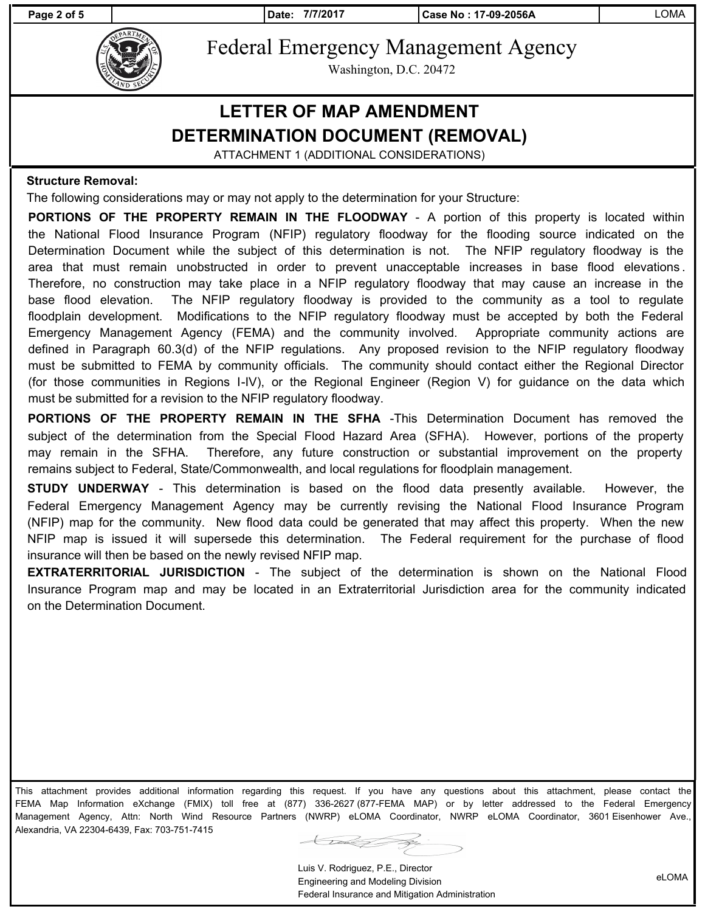# Federal Emergency Management Agency

Washington, D.C. 20472

## LETTER OF MAP AMENDMENT DETERMINATION DOCUMENT (REMOVAL)

ATTACHMENT 1 (ADDITIONAL CONSIDERATIONS)

**Structure Removal:**

The following considerations may or may not apply to the determination for your Structure:

**PORTIONS OF THE PROPERTY REMAIN IN THE FLOODWAY** - A portion of this property is located within the National Flood Insurance Program (NFIP) regulatory floodway for the flooding source indicated on the Determination Document while the subject of this determination is not. The NFIP regulatory floodway is the area that must remain unobstructed in order to prevent unacceptable increases in base flood elevations. Therefore, no construction may take place in a NFIP regulatory floodway that may cause an increase in the base flood elevation. The NFIP regulatory floodway is provided to the community as a tool to regulate floodplain development. Modifications to the NFIP regulatory floodway must be accepted by both the Federal Emergency Management Agency (FEMA) and the community involved. Appropriate community actions are defined in Paragraph 60.3(d) of the NFIP regulations. Any proposed revision to the NFIP regulatory floodway must be submitted to FEMA by community officials. The community should contact either the Regional Director (for those communities in Regions I-IV), or the Regional Engineer (Region V) for guidance on the data which must be submitted for a revision to the NFIP regulatory floodway.

**PORTIONS OF THE PROPERTY REMAIN IN THE SFHA** -This Determination Document has removed the subject of the determination from the Special Flood Hazard Area (SFHA). However, portions of the property may remain in the SFHA. Therefore, any future construction or substantial improvement on the property remains subject to Federal, State/Commonwealth, and local regulations for floodplain management.

**STUDY UNDERWAY** - This determination is based on the flood data presently available. However, the Federal Emergency Management Agency may be currently revising the National Flood Insurance Program (NFIP) map for the community. New flood data could be generated that may affect this property. When the new NFIP map is issued it will supersede this determination. The Federal requirement for the purchase of flood insurance will then be based on the newly revised NFIP map.

**EXTRATERRITORIAL JURISDICTION** - The subject of the determination is shown on the National Flood Insurance Program map and may be located in an Extraterritorial Jurisdiction area for the community indicated on the Determination Document.

This attachment provides additional information regarding this request. If you have any questions about this attachment, please contact the FEMA Map Information eXchange (FMIX) toll free at (877) 336-2627 (877-FEMA MAP) or by letter addressed to the Federal Emergency Management Agency, Attn: North Wind Resource Partners (NWRP) eLOMA Coordinator, NWRP eLOMA Coordinator, 3601 Eisenhower Ave., Alexandria, VA 22304-6439, Fax: 703-751-7415

Luis V. Rodriguez, P.E., Director
Engineering and Modeling Division
Federal Insurance and Mitigation Administration

eLOMA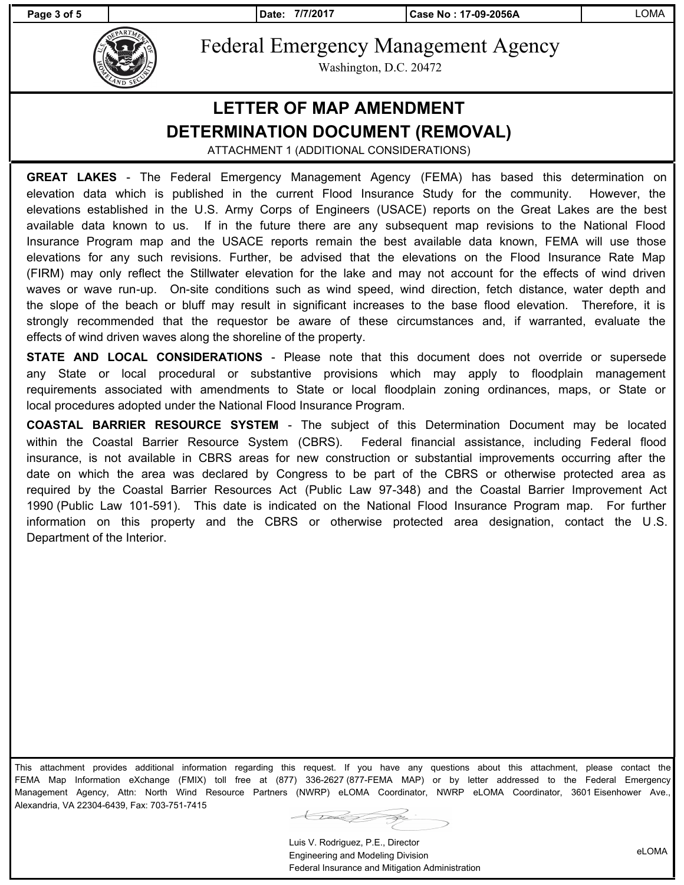# Federal Emergency Management Agency

Washington, D.C. 20472

## LETTER OF MAP AMENDMENT DETERMINATION DOCUMENT (REMOVAL)

ATTACHMENT 1 (ADDITIONAL CONSIDERATIONS)

**GREAT LAKES** - The Federal Emergency Management Agency (FEMA) has based this determination on elevation data which is published in the current Flood Insurance Study for the community. However, the elevations established in the U.S. Army Corps of Engineers (USACE) reports on the Great Lakes are the best available data known to us. If in the future there are any subsequent map revisions to the National Flood Insurance Program map and the USACE reports remain the best available data known, FEMA will use those elevations for any such revisions. Further, be advised that the elevations on the Flood Insurance Rate Map (FIRM) may only reflect the Stillwater elevation for the lake and may not account for the effects of wind driven waves or wave run-up. On-site conditions such as wind speed, wind direction, fetch distance, water depth and the slope of the beach or bluff may result in significant increases to the base flood elevation. Therefore, it is strongly recommended that the requestor be aware of these circumstances and, if warranted, evaluate the effects of wind driven waves along the shoreline of the property.

**STATE AND LOCAL CONSIDERATIONS** - Please note that this document does not override or supersede any State or local procedural or substantive provisions which may apply to floodplain management requirements associated with amendments to State or local floodplain zoning ordinances, maps, or State or local procedures adopted under the National Flood Insurance Program.

**COASTAL BARRIER RESOURCE SYSTEM** - The subject of this Determination Document may be located within the Coastal Barrier Resource System (CBRS). Federal financial assistance, including Federal flood insurance, is not available in CBRS areas for new construction or substantial improvements occurring after the date on which the area was declared by Congress to be part of the CBRS or otherwise protected area as required by the Coastal Barrier Resources Act (Public Law 97-348) and the Coastal Barrier Improvement Act 1990 (Public Law 101-591). This date is indicated on the National Flood Insurance Program map. For further information on this property and the CBRS or otherwise protected area designation, contact the U.S. Department of the Interior.

This attachment provides additional information regarding this request. If you have any questions about this attachment, please contact the FEMA Map Information eXchange (FMIX) toll free at (877) 336-2627 (877-FEMA MAP) or by letter addressed to the Federal Emergency Management Agency, Attn: North Wind Resource Partners (NWRP) eLOMA Coordinator, NWRP eLOMA Coordinator, 3601 Eisenhower Ave., Alexandria, VA 22304-6439, Fax: 703-751-7415

Luis V. Rodriguez, P.E., Director
Engineering and Modeling Division
Federal Insurance and Mitigation Administration

eLOMA